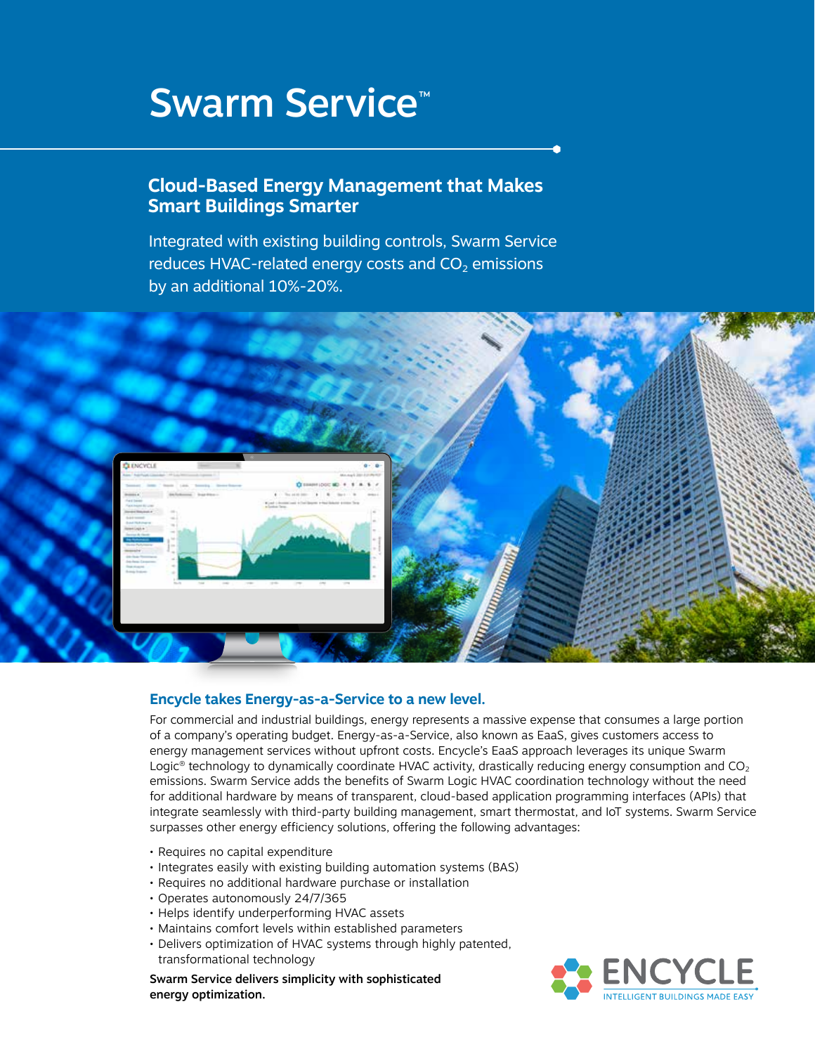# Swarm Service™

## Cloud-Based Energy Management that Makes Smart Buildings Smarter

Integrated with existing building controls, Swarm Service reduces HVAC-related energy costs and $CO_2$ emissions by an additional 10%-20%.

### Encycle takes Energy-as-a-Service to a new level.

For commercial and industrial buildings, energy represents a massive expense that consumes a large portion of a company's operating budget. Energy-as-a-Service, also known as EaaS, gives customers access to energy management services without upfront costs. Encycle's EaaS approach leverages its unique Swarm Logic® technology to dynamically coordinate HVAC activity, drastically reducing energy consumption and $CO_2$ emissions. Swarm Service adds the benefits of Swarm Logic HVAC coordination technology without the need for additional hardware by means of transparent, cloud-based application programming interfaces (APIs) that integrate seamlessly with third-party building management, smart thermostat, and IoT systems. Swarm Service surpasses other energy efficiency solutions, offering the following advantages:

- Requires no capital expenditure
- Integrates easily with existing building automation systems (BAS)
- Requires no additional hardware purchase or installation
- Operates autonomously 24/7/365
- Helps identify underperforming HVAC assets
- Maintains comfort levels within established parameters
- Delivers optimization of HVAC systems through highly patented, transformational technology

**Swarm Service delivers simplicity with sophisticated energy optimization.**

ENCYCLE
INTELLIGENT BUILDINGS MADE EASY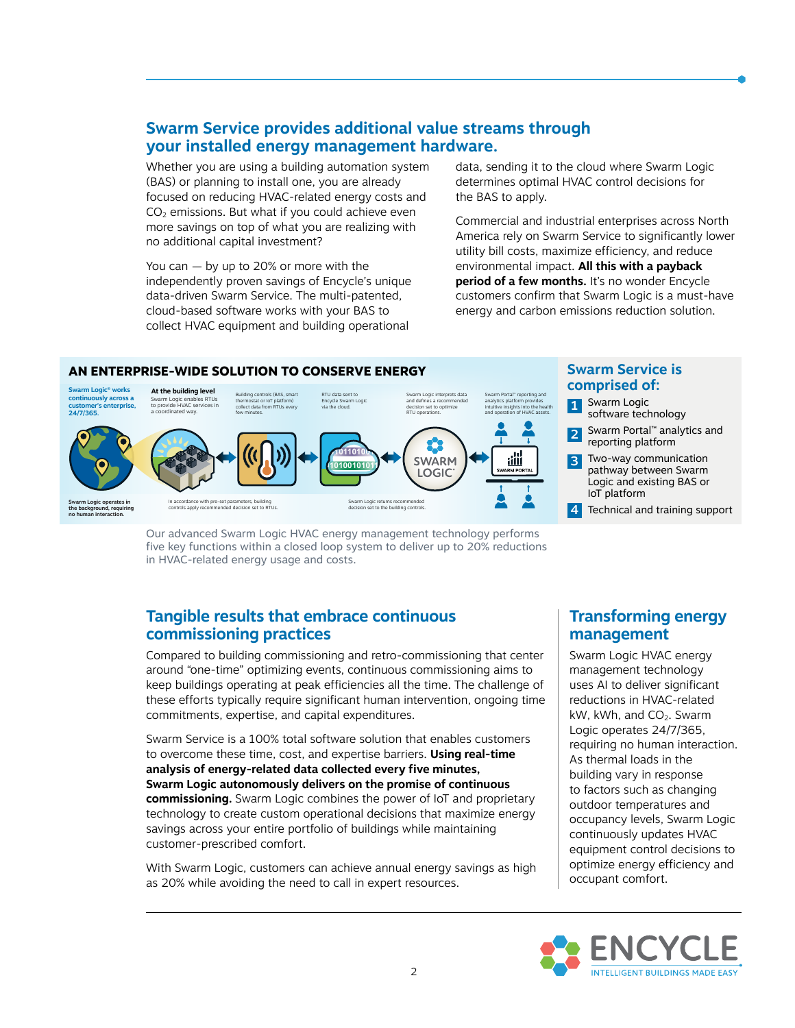## Swarm Service provides additional value streams through your installed energy management hardware.

Whether you are using a building automation system (BAS) or planning to install one, you are already focused on reducing HVAC-related energy costs and $CO_2$ emissions. But what if you could achieve even more savings on top of what you are realizing with no additional capital investment?

You can — by up to 20% or more with the independently proven savings of Encycle's unique data-driven Swarm Service. The multi-patented, cloud-based software works with your BAS to collect HVAC equipment and building operational data, sending it to the cloud where Swarm Logic determines optimal HVAC control decisions for the BAS to apply.

Commercial and industrial enterprises across North America rely on Swarm Service to significantly lower utility bill costs, maximize efficiency, and reduce environmental impact. **All this with a payback period of a few months.** It's no wonder Encycle customers confirm that Swarm Logic is a must-have energy and carbon emissions reduction solution.

### AN ENTERPRISE-WIDE SOLUTION TO CONSERVE ENERGY

**Swarm Logic® works continuously across a customer's enterprise, 24/7/365.**

**At the building level** Swarm Logic enables RTUs to provide HVAC services in a coordinated way.

Building controls (BAS, smart thermostat or IoT platform) collect data from RTUs every few minutes.

RTU data sent to Encycle Swarm Logic via the cloud.

Swarm Logic interprets data and defines a recommended decision set to optimize RTU operations.

Swarm Portal™ reporting and analytics platform provides intuitive insights into the health and operation of HVAC assets.

**Swarm Logic operates in the background, requiring no human interaction.**

In accordance with pre-set parameters, building controls apply recommended decision set to RTUs.

Swarm Logic returns recommended decision set to the building controls.

Our advanced Swarm Logic HVAC energy management technology performs five key functions within a closed loop system to deliver up to 20% reductions in HVAC-related energy usage and costs.

### Swarm Service is comprised of:

1. Swarm Logic software technology
2. Swarm Portal™ analytics and reporting platform
3. Two-way communication pathway between Swarm Logic and existing BAS or IoT platform
4. Technical and training support

## Tangible results that embrace continuous commissioning practices

Compared to building commissioning and retro-commissioning that center around "one-time" optimizing events, continuous commissioning aims to keep buildings operating at peak efficiencies all the time. The challenge of these efforts typically require significant human intervention, ongoing time commitments, expertise, and capital expenditures.

Swarm Service is a 100% total software solution that enables customers to overcome these time, cost, and expertise barriers. **Using real-time analysis of energy-related data collected every five minutes, Swarm Logic autonomously delivers on the promise of continuous commissioning.** Swarm Logic combines the power of IoT and proprietary technology to create custom operational decisions that maximize energy savings across your entire portfolio of buildings while maintaining customer-prescribed comfort.

With Swarm Logic, customers can achieve annual energy savings as high as 20% while avoiding the need to call in expert resources.

## Transforming energy management

Swarm Logic HVAC energy management technology uses AI to deliver significant reductions in HVAC-related kW, kWh, and $CO_2$. Swarm Logic operates 24/7/365, requiring no human interaction. As thermal loads in the building vary in response to factors such as changing outdoor temperatures and occupancy levels, Swarm Logic continuously updates HVAC equipment control decisions to optimize energy efficiency and occupant comfort.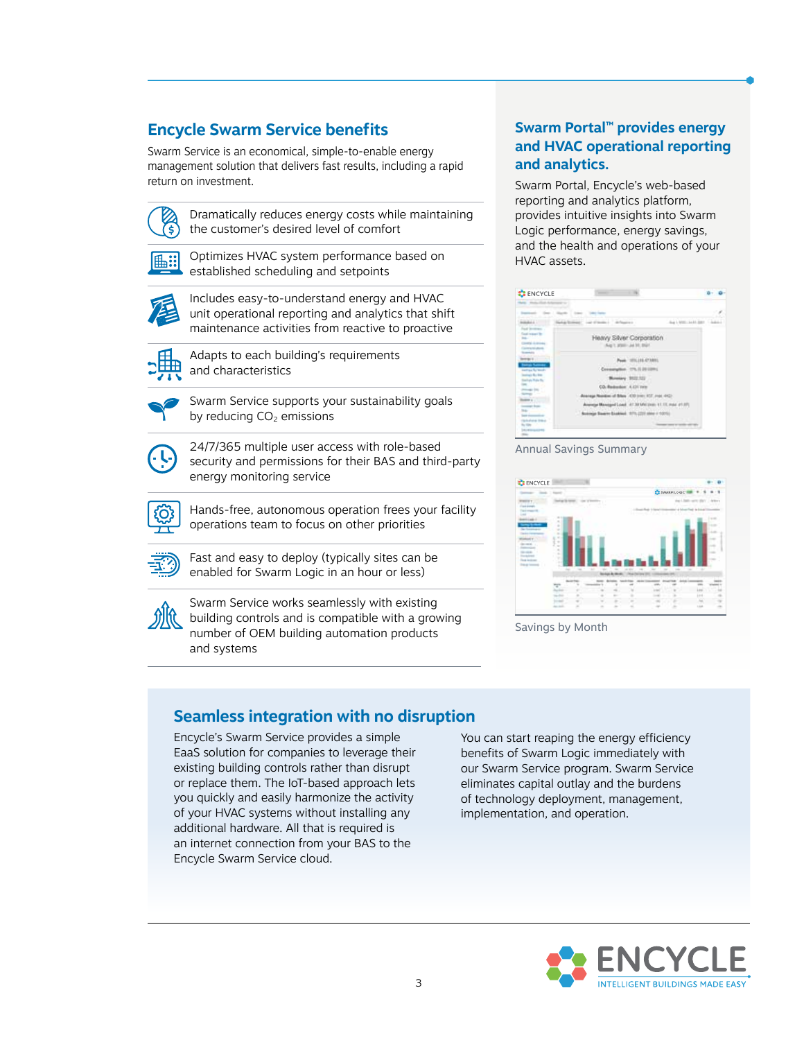## Encycle Swarm Service benefits

Swarm Service is an economical, simple-to-enable energy management solution that delivers fast results, including a rapid return on investment.

- Dramatically reduces energy costs while maintaining the customer's desired level of comfort
- Optimizes HVAC system performance based on established scheduling and setpoints
- Includes easy-to-understand energy and HVAC unit operational reporting and analytics that shift maintenance activities from reactive to proactive
- Adapts to each building's requirements and characteristics
- Swarm Service supports your sustainability goals by reducing $CO_2$ emissions
- 24/7/365 multiple user access with role-based security and permissions for their BAS and third-party energy monitoring service
- Hands-free, autonomous operation frees your facility operations team to focus on other priorities
- Fast and easy to deploy (typically sites can be enabled for Swarm Logic in an hour or less)
- Swarm Service works seamlessly with existing building controls and is compatible with a growing number of OEM building automation products and systems

## Swarm Portal™ provides energy and HVAC operational reporting and analytics.

Swarm Portal, Encycle's web-based reporting and analytics platform, provides intuitive insights into Swarm Logic performance, energy savings, and the health and operations of your HVAC assets.

Annual Savings Summary

Savings by Month

## Seamless integration with no disruption

Encycle's Swarm Service provides a simple EaaS solution for companies to leverage their existing building controls rather than disrupt or replace them. The IoT-based approach lets you quickly and easily harmonize the activity of your HVAC systems without installing any additional hardware. All that is required is an internet connection from your BAS to the Encycle Swarm Service cloud.

You can start reaping the energy efficiency benefits of Swarm Logic immediately with our Swarm Service program. Swarm Service eliminates capital outlay and the burdens of technology deployment, management, implementation, and operation.

ENCYCLE
INTELLIGENT BUILDINGS MADE EASY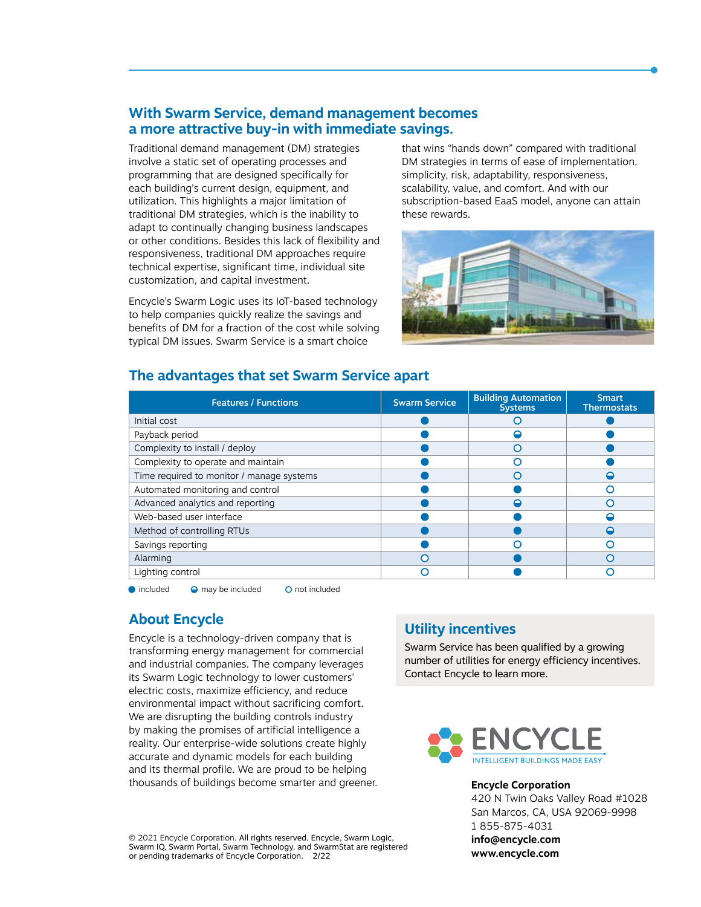## With Swarm Service, demand management becomes a more attractive buy-in with immediate savings.

Traditional demand management (DM) strategies involve a static set of operating processes and programming that are designed specifically for each building's current design, equipment, and utilization. This highlights a major limitation of traditional DM strategies, which is the inability to adapt to continually changing business landscapes or other conditions. Besides this lack of flexibility and responsiveness, traditional DM approaches require technical expertise, significant time, individual site customization, and capital investment.

Encycle's Swarm Logic uses its IoT-based technology to help companies quickly realize the savings and benefits of DM for a fraction of the cost while solving typical DM issues. Swarm Service is a smart choice that wins "hands down" compared with traditional DM strategies in terms of ease of implementation, simplicity, risk, adaptability, responsiveness, scalability, value, and comfort. And with our subscription-based EaaS model, anyone can attain these rewards.

## The advantages that set Swarm Service apart

| Features / Functions | Swarm Service | Building Automation Systems | Smart Thermostats |
|---|---|---|---|
| Initial cost | ● | ○ | ● |
| Payback period | ● | ◒ | ● |
| Complexity to install / deploy | ● | ○ | ● |
| Complexity to operate and maintain | ● | ○ | ● |
| Time required to monitor / manage systems | ● | ○ | ◒ |
| Automated monitoring and control | ● | ● | ○ |
| Advanced analytics and reporting | ● | ◒ | ○ |
| Web-based user interface | ● | ● | ◒ |
| Method of controlling RTUs | ● | ● | ◒ |
| Savings reporting | ● | ○ | ○ |
| Alarming | ○ | ● | ○ |
| Lighting control | ○ | ● | ○ |

● included ◒ may be included ○ not included

## About Encycle

Encycle is a technology-driven company that is transforming energy management for commercial and industrial companies. The company leverages its Swarm Logic technology to lower customers' electric costs, maximize efficiency, and reduce environmental impact without sacrificing comfort. We are disrupting the building controls industry by making the promises of artificial intelligence a reality. Our enterprise-wide solutions create highly accurate and dynamic models for each building and its thermal profile. We are proud to be helping thousands of buildings become smarter and greener.

## Utility incentives

Swarm Service has been qualified by a growing number of utilities for energy efficiency incentives. Contact Encycle to learn more.

ENCYCLE
INTELLIGENT BUILDINGS MADE EASY

**Encycle Corporation**
420 N Twin Oaks Valley Road #1028
San Marcos, CA, USA 92069-9998
1 855-875-4031
**info@encycle.com**
**www.encycle.com**

© 2021 Encycle Corporation. All rights reserved. Encycle, Swarm Logic, Swarm IQ, Swarm Portal, Swarm Technology, and SwarmStat are registered or pending trademarks of Encycle Corporation. 2/22